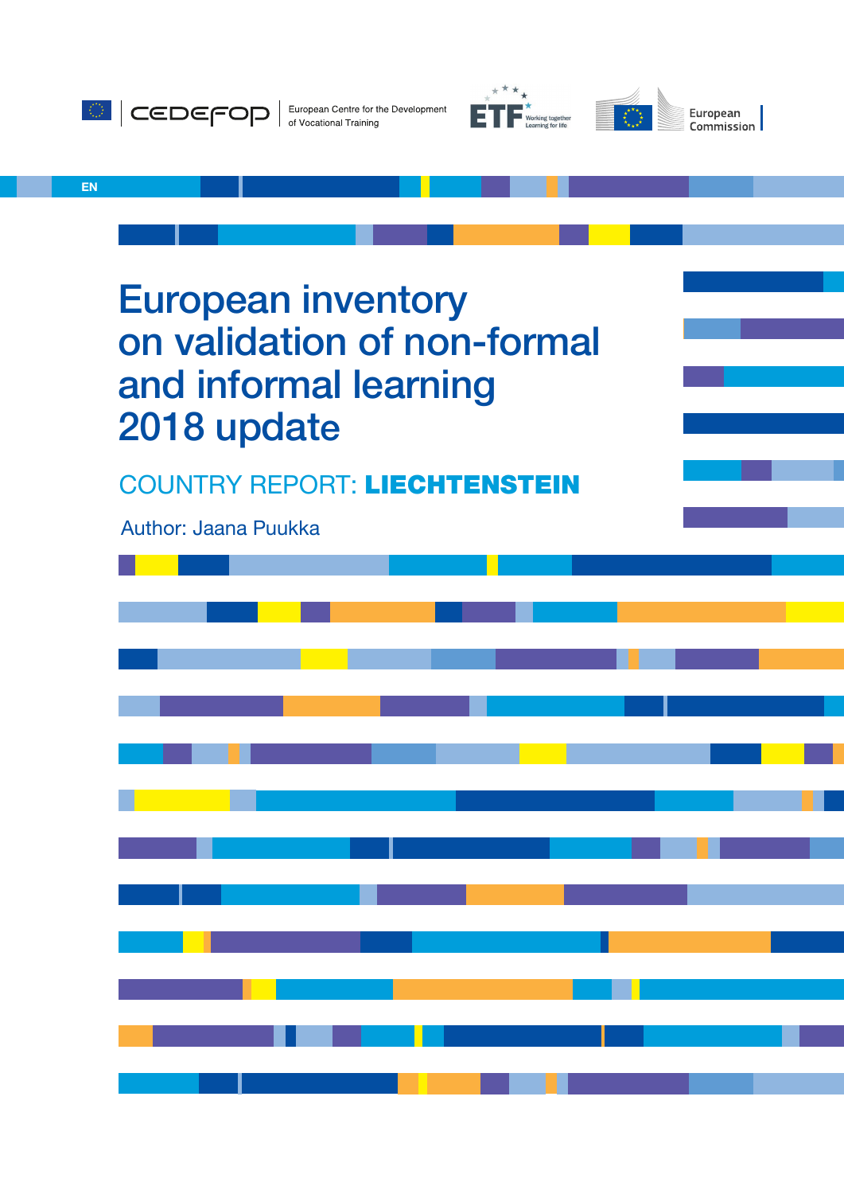CEDEFOP European Centre for the Development of Vocational Training

ETF Working together Learning for life

European Commission

EN

# European inventory on validation of non-formal and informal learning 2018 update

## COUNTRY REPORT: **LIECHTENSTEIN**

Author: Jaana Puukka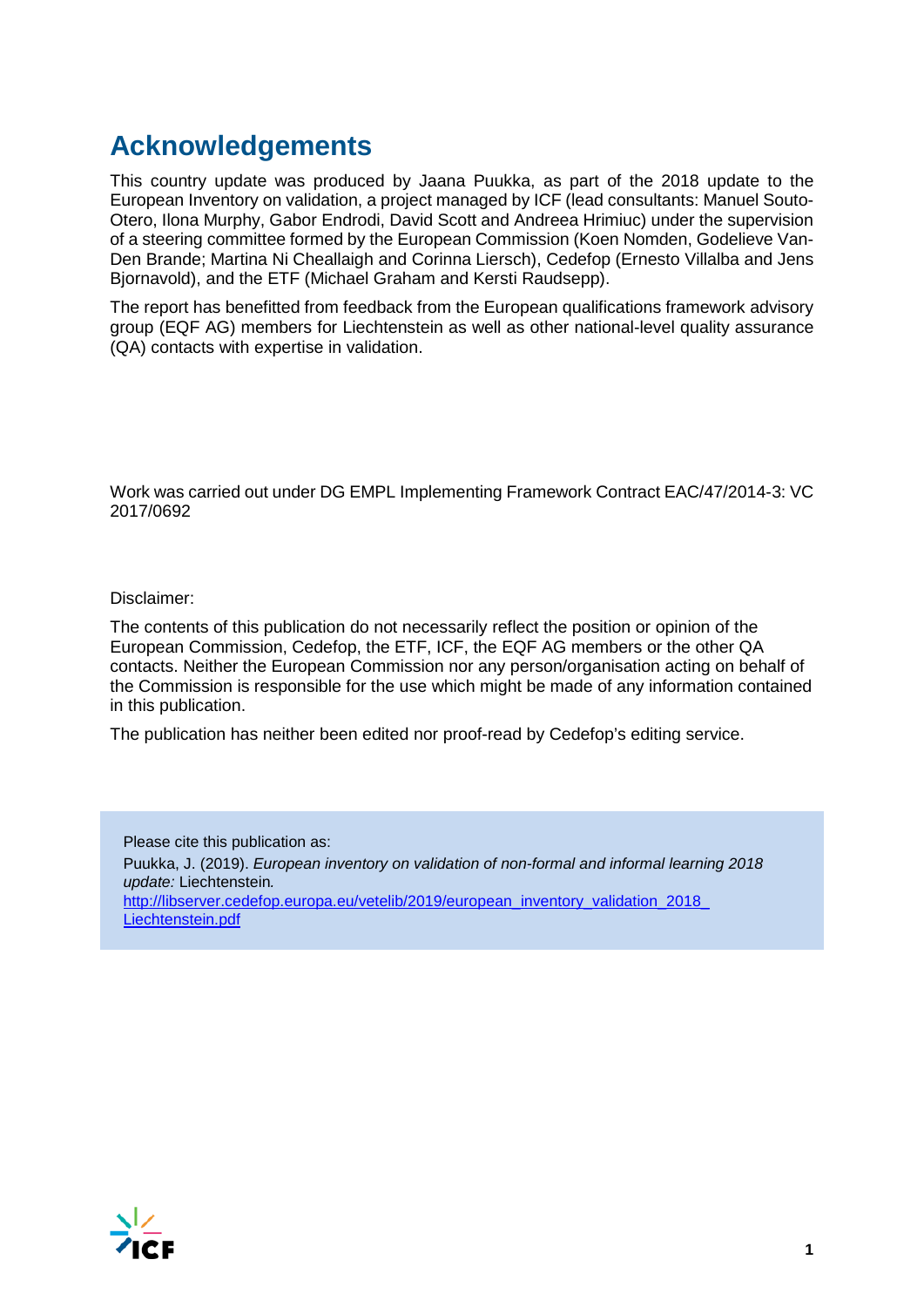# Acknowledgements

This country update was produced by Jaana Puukka, as part of the 2018 update to the European Inventory on validation, a project managed by ICF (lead consultants: Manuel Souto-Otero, Ilona Murphy, Gabor Endrodi, David Scott and Andreea Hrimiuc) under the supervision of a steering committee formed by the European Commission (Koen Nomden, Godelieve Van-Den Brande; Martina Ni Cheallaigh and Corinna Liersch), Cedefop (Ernesto Villalba and Jens Bjornavold), and the ETF (Michael Graham and Kersti Raudsepp).

The report has benefitted from feedback from the European qualifications framework advisory group (EQF AG) members for Liechtenstein as well as other national-level quality assurance (QA) contacts with expertise in validation.

Work was carried out under DG EMPL Implementing Framework Contract EAC/47/2014-3: VC 2017/0692

Disclaimer:

The contents of this publication do not necessarily reflect the position or opinion of the European Commission, Cedefop, the ETF, ICF, the EQF AG members or the other QA contacts. Neither the European Commission nor any person/organisation acting on behalf of the Commission is responsible for the use which might be made of any information contained in this publication.

The publication has neither been edited nor proof-read by Cedefop's editing service.

Please cite this publication as:

Puukka, J. (2019). *European inventory on validation of non-formal and informal learning 2018 update:* Liechtenstein*.*
[http://libserver.cedefop.europa.eu/vetelib/2019/european_inventory_validation_2018_Liechtenstein.pdf](http://libserver.cedefop.europa.eu/vetelib/2019/european_inventory_validation_2018_Liechtenstein.pdf)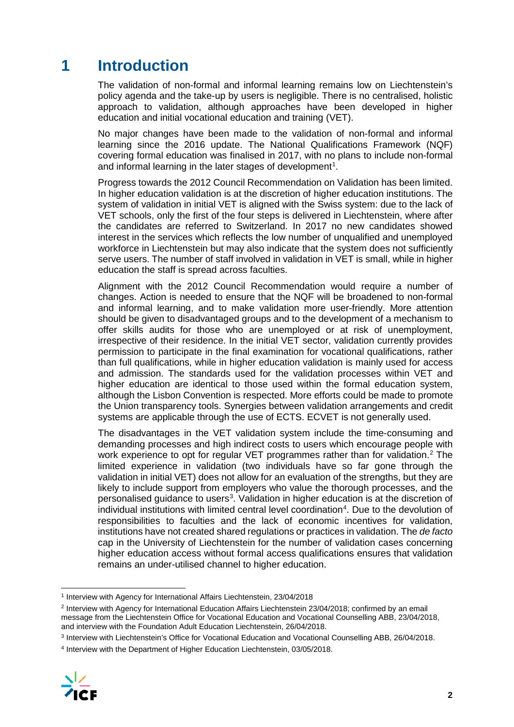# 1 Introduction

The validation of non-formal and informal learning remains low on Liechtenstein's policy agenda and the take-up by users is negligible. There is no centralised, holistic approach to validation, although approaches have been developed in higher education and initial vocational education and training (VET).

No major changes have been made to the validation of non-formal and informal learning since the 2016 update. The National Qualifications Framework (NQF) covering formal education was finalised in 2017, with no plans to include non-formal and informal learning in the later stages of development[1].

Progress towards the 2012 Council Recommendation on Validation has been limited. In higher education validation is at the discretion of higher education institutions. The system of validation in initial VET is aligned with the Swiss system: due to the lack of VET schools, only the first of the four steps is delivered in Liechtenstein, where after the candidates are referred to Switzerland. In 2017 no new candidates showed interest in the services which reflects the low number of unqualified and unemployed workforce in Liechtenstein but may also indicate that the system does not sufficiently serve users. The number of staff involved in validation in VET is small, while in higher education the staff is spread across faculties.

Alignment with the 2012 Council Recommendation would require a number of changes. Action is needed to ensure that the NQF will be broadened to non-formal and informal learning, and to make validation more user-friendly. More attention should be given to disadvantaged groups and to the development of a mechanism to offer skills audits for those who are unemployed or at risk of unemployment, irrespective of their residence. In the initial VET sector, validation currently provides permission to participate in the final examination for vocational qualifications, rather than full qualifications, while in higher education validation is mainly used for access and admission. The standards used for the validation processes within VET and higher education are identical to those used within the formal education system, although the Lisbon Convention is respected. More efforts could be made to promote the Union transparency tools. Synergies between validation arrangements and credit systems are applicable through the use of ECTS. ECVET is not generally used.

The disadvantages in the VET validation system include the time-consuming and demanding processes and high indirect costs to users which encourage people with work experience to opt for regular VET programmes rather than for validation.[2] The limited experience in validation (two individuals have so far gone through the validation in initial VET) does not allow for an evaluation of the strengths, but they are likely to include support from employers who value the thorough processes, and the personalised guidance to users[3]. Validation in higher education is at the discretion of individual institutions with limited central level coordination[4]. Due to the devolution of responsibilities to faculties and the lack of economic incentives for validation, institutions have not created shared regulations or practices in validation. The *de facto* cap in the University of Liechtenstein for the number of validation cases concerning higher education access without formal access qualifications ensures that validation remains an under-utilised channel to higher education.

---

[1] Interview with Agency for International Affairs Liechtenstein, 23/04/2018

[2] Interview with Agency for International Education Affairs Liechtenstein 23/04/2018; confirmed by an email message from the Liechtenstein Office for Vocational Education and Vocational Counselling ABB, 23/04/2018, and interview with the Foundation Adult Education Liechtenstein, 26/04/2018.

[3] Interview with Liechtenstein's Office for Vocational Education and Vocational Counselling ABB, 26/04/2018.

[4] Interview with the Department of Higher Education Liechtenstein, 03/05/2018.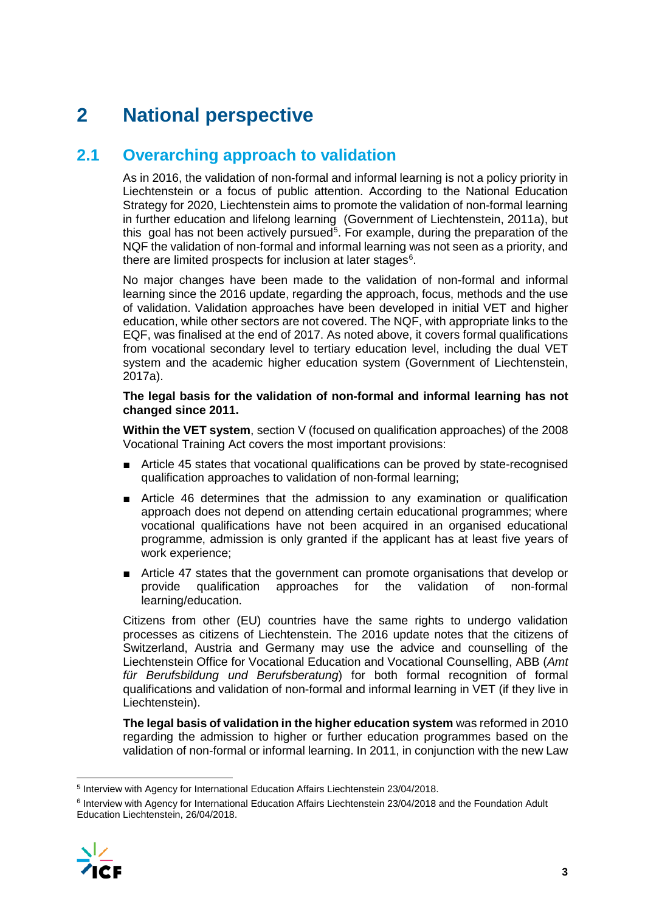# 2 National perspective

## 2.1 Overarching approach to validation

As in 2016, the validation of non-formal and informal learning is not a policy priority in Liechtenstein or a focus of public attention. According to the National Education Strategy for 2020, Liechtenstein aims to promote the validation of non-formal learning in further education and lifelong learning (Government of Liechtenstein, 2011a), but this goal has not been actively pursued[5]. For example, during the preparation of the NQF the validation of non-formal and informal learning was not seen as a priority, and there are limited prospects for inclusion at later stages[6].

No major changes have been made to the validation of non-formal and informal learning since the 2016 update, regarding the approach, focus, methods and the use of validation. Validation approaches have been developed in initial VET and higher education, while other sectors are not covered. The NQF, with appropriate links to the EQF, was finalised at the end of 2017. As noted above, it covers formal qualifications from vocational secondary level to tertiary education level, including the dual VET system and the academic higher education system (Government of Liechtenstein, 2017a).

**The legal basis for the validation of non-formal and informal learning has not changed since 2011.**

**Within the VET system**, section V (focused on qualification approaches) of the 2008 Vocational Training Act covers the most important provisions:

- Article 45 states that vocational qualifications can be proved by state-recognised qualification approaches to validation of non-formal learning;
- Article 46 determines that the admission to any examination or qualification approach does not depend on attending certain educational programmes; where vocational qualifications have not been acquired in an organised educational programme, admission is only granted if the applicant has at least five years of work experience;
- Article 47 states that the government can promote organisations that develop or provide qualification approaches for the validation of non-formal learning/education.

Citizens from other (EU) countries have the same rights to undergo validation processes as citizens of Liechtenstein. The 2016 update notes that the citizens of Switzerland, Austria and Germany may use the advice and counselling of the Liechtenstein Office for Vocational Education and Vocational Counselling, ABB (*Amt für Berufsbildung und Berufsberatung*) for both formal recognition of formal qualifications and validation of non-formal and informal learning in VET (if they live in Liechtenstein).

**The legal basis of validation in the higher education system** was reformed in 2010 regarding the admission to higher or further education programmes based on the validation of non-formal or informal learning. In 2011, in conjunction with the new Law

[5] Interview with Agency for International Education Affairs Liechtenstein 23/04/2018.

[6] Interview with Agency for International Education Affairs Liechtenstein 23/04/2018 and the Foundation Adult Education Liechtenstein, 26/04/2018.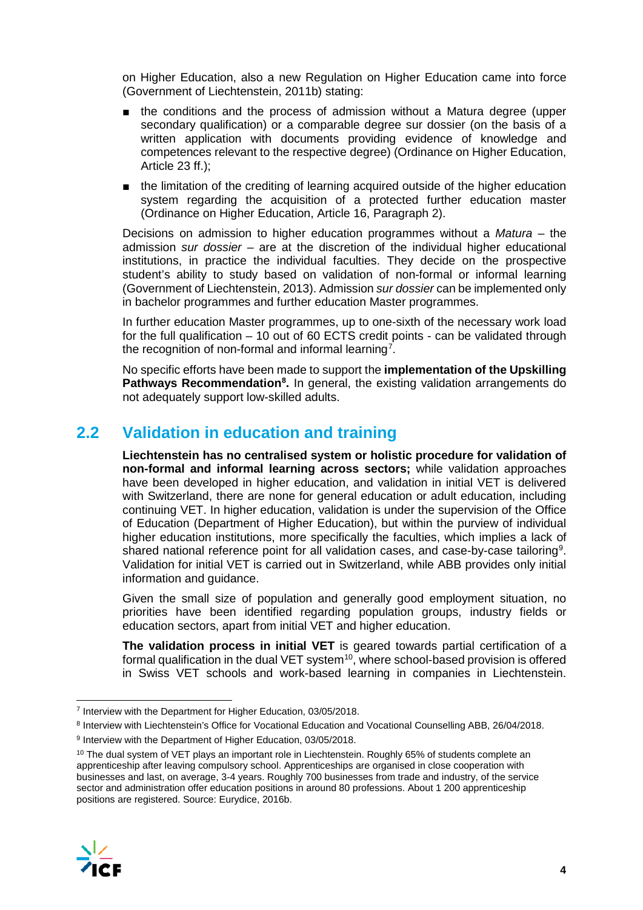on Higher Education, also a new Regulation on Higher Education came into force (Government of Liechtenstein, 2011b) stating:

- the conditions and the process of admission without a Matura degree (upper secondary qualification) or a comparable degree sur dossier (on the basis of a written application with documents providing evidence of knowledge and competences relevant to the respective degree) (Ordinance on Higher Education, Article 23 ff.);
- the limitation of the crediting of learning acquired outside of the higher education system regarding the acquisition of a protected further education master (Ordinance on Higher Education, Article 16, Paragraph 2).

Decisions on admission to higher education programmes without a *Matura* – the admission *sur dossier* – are at the discretion of the individual higher educational institutions, in practice the individual faculties. They decide on the prospective student's ability to study based on validation of non-formal or informal learning (Government of Liechtenstein, 2013). Admission *sur dossier* can be implemented only in bachelor programmes and further education Master programmes.

In further education Master programmes, up to one-sixth of the necessary work load for the full qualification – 10 out of 60 ECTS credit points - can be validated through the recognition of non-formal and informal learning[7].

No specific efforts have been made to support the **implementation of the Upskilling Pathways Recommendation[8].** In general, the existing validation arrangements do not adequately support low-skilled adults.

## 2.2 Validation in education and training

**Liechtenstein has no centralised system or holistic procedure for validation of non-formal and informal learning across sectors;** while validation approaches have been developed in higher education, and validation in initial VET is delivered with Switzerland, there are none for general education or adult education, including continuing VET. In higher education, validation is under the supervision of the Office of Education (Department of Higher Education), but within the purview of individual higher education institutions, more specifically the faculties, which implies a lack of shared national reference point for all validation cases, and case-by-case tailoring[9]. Validation for initial VET is carried out in Switzerland, while ABB provides only initial information and guidance.

Given the small size of population and generally good employment situation, no priorities have been identified regarding population groups, industry fields or education sectors, apart from initial VET and higher education.

**The validation process in initial VET** is geared towards partial certification of a formal qualification in the dual VET system[10], where school-based provision is offered in Swiss VET schools and work-based learning in companies in Liechtenstein.

---

[7] Interview with the Department for Higher Education, 03/05/2018.

[8] Interview with Liechtenstein's Office for Vocational Education and Vocational Counselling ABB, 26/04/2018.

[9] Interview with the Department of Higher Education, 03/05/2018.

[10] The dual system of VET plays an important role in Liechtenstein. Roughly 65% of students complete an apprenticeship after leaving compulsory school. Apprenticeships are organised in close cooperation with businesses and last, on average, 3-4 years. Roughly 700 businesses from trade and industry, of the service sector and administration offer education positions in around 80 professions. About 1 200 apprenticeship positions are registered. Source: Eurydice, 2016b.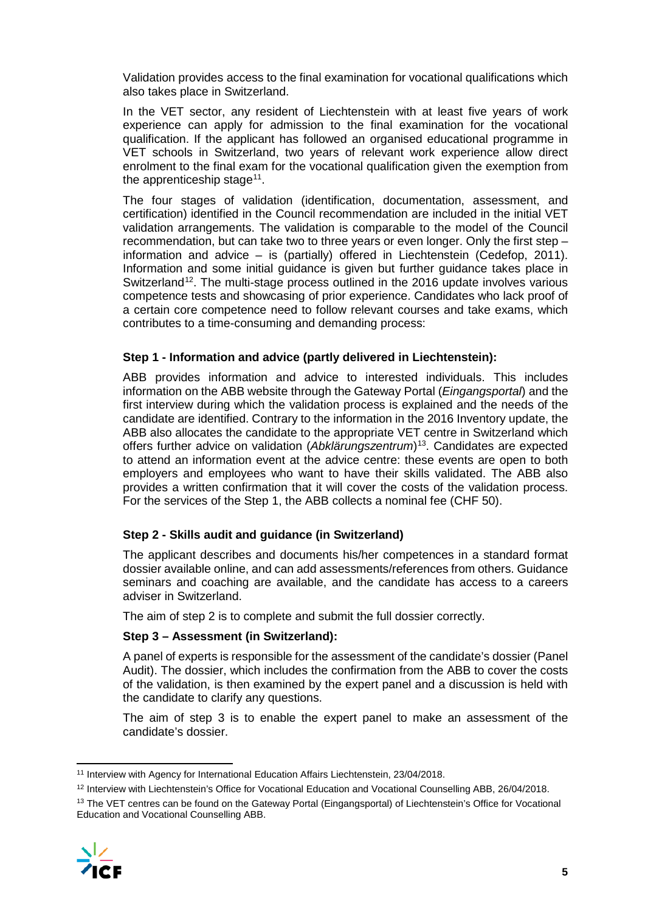Validation provides access to the final examination for vocational qualifications which also takes place in Switzerland.

In the VET sector, any resident of Liechtenstein with at least five years of work experience can apply for admission to the final examination for the vocational qualification. If the applicant has followed an organised educational programme in VET schools in Switzerland, two years of relevant work experience allow direct enrolment to the final exam for the vocational qualification given the exemption from the apprenticeship stage[11].

The four stages of validation (identification, documentation, assessment, and certification) identified in the Council recommendation are included in the initial VET validation arrangements. The validation is comparable to the model of the Council recommendation, but can take two to three years or even longer. Only the first step – information and advice – is (partially) offered in Liechtenstein (Cedefop, 2011). Information and some initial guidance is given but further guidance takes place in Switzerland[12]. The multi-stage process outlined in the 2016 update involves various competence tests and showcasing of prior experience. Candidates who lack proof of a certain core competence need to follow relevant courses and take exams, which contributes to a time-consuming and demanding process:

**Step 1 - Information and advice (partly delivered in Liechtenstein):**

ABB provides information and advice to interested individuals. This includes information on the ABB website through the Gateway Portal (*Eingangsportal*) and the first interview during which the validation process is explained and the needs of the candidate are identified. Contrary to the information in the 2016 Inventory update, the ABB also allocates the candidate to the appropriate VET centre in Switzerland which offers further advice on validation (*Abklärungszentrum*)[13]. Candidates are expected to attend an information event at the advice centre: these events are open to both employers and employees who want to have their skills validated. The ABB also provides a written confirmation that it will cover the costs of the validation process. For the services of the Step 1, the ABB collects a nominal fee (CHF 50).

**Step 2 - Skills audit and guidance (in Switzerland)**

The applicant describes and documents his/her competences in a standard format dossier available online, and can add assessments/references from others. Guidance seminars and coaching are available, and the candidate has access to a careers adviser in Switzerland.

The aim of step 2 is to complete and submit the full dossier correctly.

**Step 3 – Assessment (in Switzerland):**

A panel of experts is responsible for the assessment of the candidate's dossier (Panel Audit). The dossier, which includes the confirmation from the ABB to cover the costs of the validation, is then examined by the expert panel and a discussion is held with the candidate to clarify any questions.

The aim of step 3 is to enable the expert panel to make an assessment of the candidate's dossier.

---

[11] Interview with Agency for International Education Affairs Liechtenstein, 23/04/2018.

[12] Interview with Liechtenstein's Office for Vocational Education and Vocational Counselling ABB, 26/04/2018.

[13] The VET centres can be found on the Gateway Portal (Eingangsportal) of Liechtenstein's Office for Vocational Education and Vocational Counselling ABB.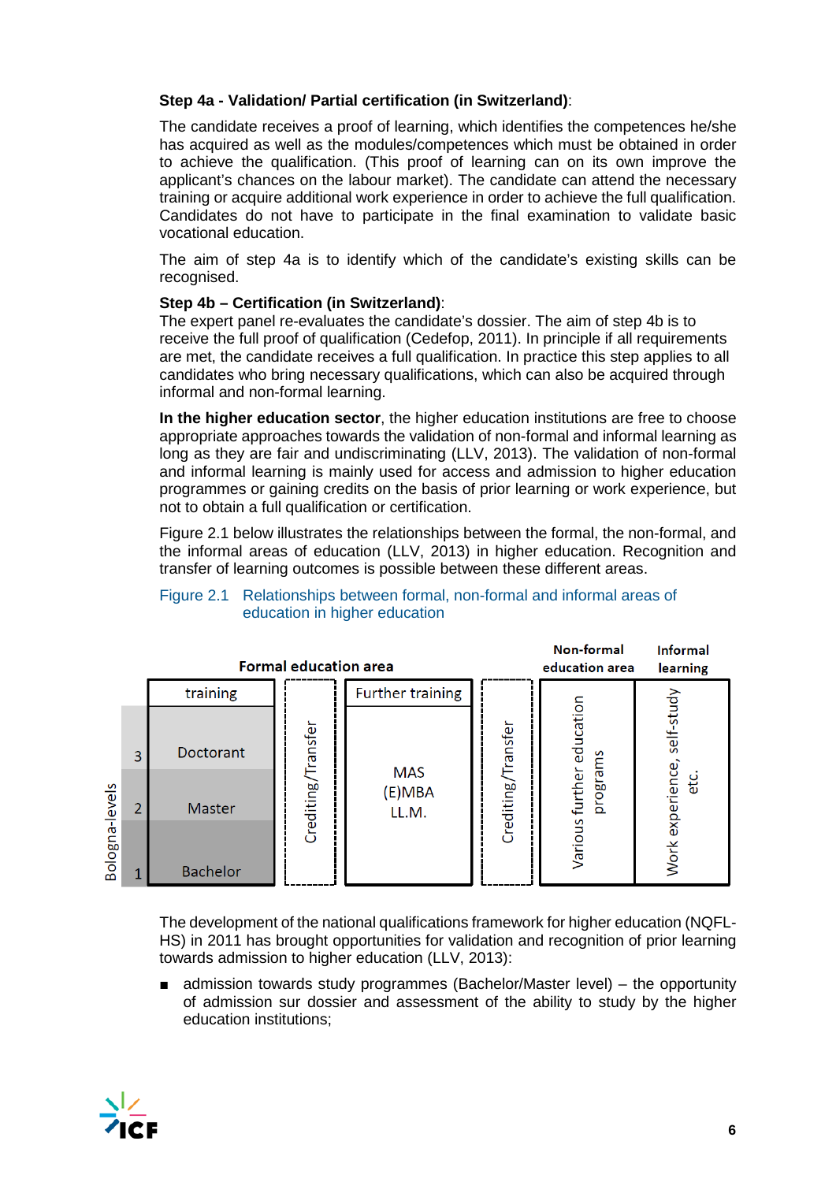**Step 4a - Validation/ Partial certification (in Switzerland)**:

The candidate receives a proof of learning, which identifies the competences he/she has acquired as well as the modules/competences which must be obtained in order to achieve the qualification. (This proof of learning can on its own improve the applicant's chances on the labour market). The candidate can attend the necessary training or acquire additional work experience in order to achieve the full qualification. Candidates do not have to participate in the final examination to validate basic vocational education.

The aim of step 4a is to identify which of the candidate's existing skills can be recognised.

**Step 4b – Certification (in Switzerland)**:
The expert panel re-evaluates the candidate's dossier. The aim of step 4b is to receive the full proof of qualification (Cedefop, 2011). In principle if all requirements are met, the candidate receives a full qualification. In practice this step applies to all candidates who bring necessary qualifications, which can also be acquired through informal and non-formal learning.

**In the higher education sector**, the higher education institutions are free to choose appropriate approaches towards the validation of non-formal and informal learning as long as they are fair and undiscriminating (LLV, 2013). The validation of non-formal and informal learning is mainly used for access and admission to higher education programmes or gaining credits on the basis of prior learning or work experience, but not to obtain a full qualification or certification.

Figure 2.1 below illustrates the relationships between the formal, the non-formal, and the informal areas of education (LLV, 2013) in higher education. Recognition and transfer of learning outcomes is possible between these different areas.

Figure 2.1 Relationships between formal, non-formal and informal areas of education in higher education

| Bologna-levels | Formal education area: training | | Formal education area: Further training | | Non-formal education area | Informal learning |
|---|---|---|---|---|---|---|
| 3 | Doctorant | Crediting/Transfer | MAS (E)MBA LL.M. | Crediting/Transfer | Various further education programs | Work experience, self-study etc. |
| 2 | Master | | | | | |
| 1 | Bachelor | | | | | |

The development of the national qualifications framework for higher education (NQFL-HS) in 2011 has brought opportunities for validation and recognition of prior learning towards admission to higher education (LLV, 2013):

- admission towards study programmes (Bachelor/Master level) – the opportunity of admission sur dossier and assessment of the ability to study by the higher education institutions;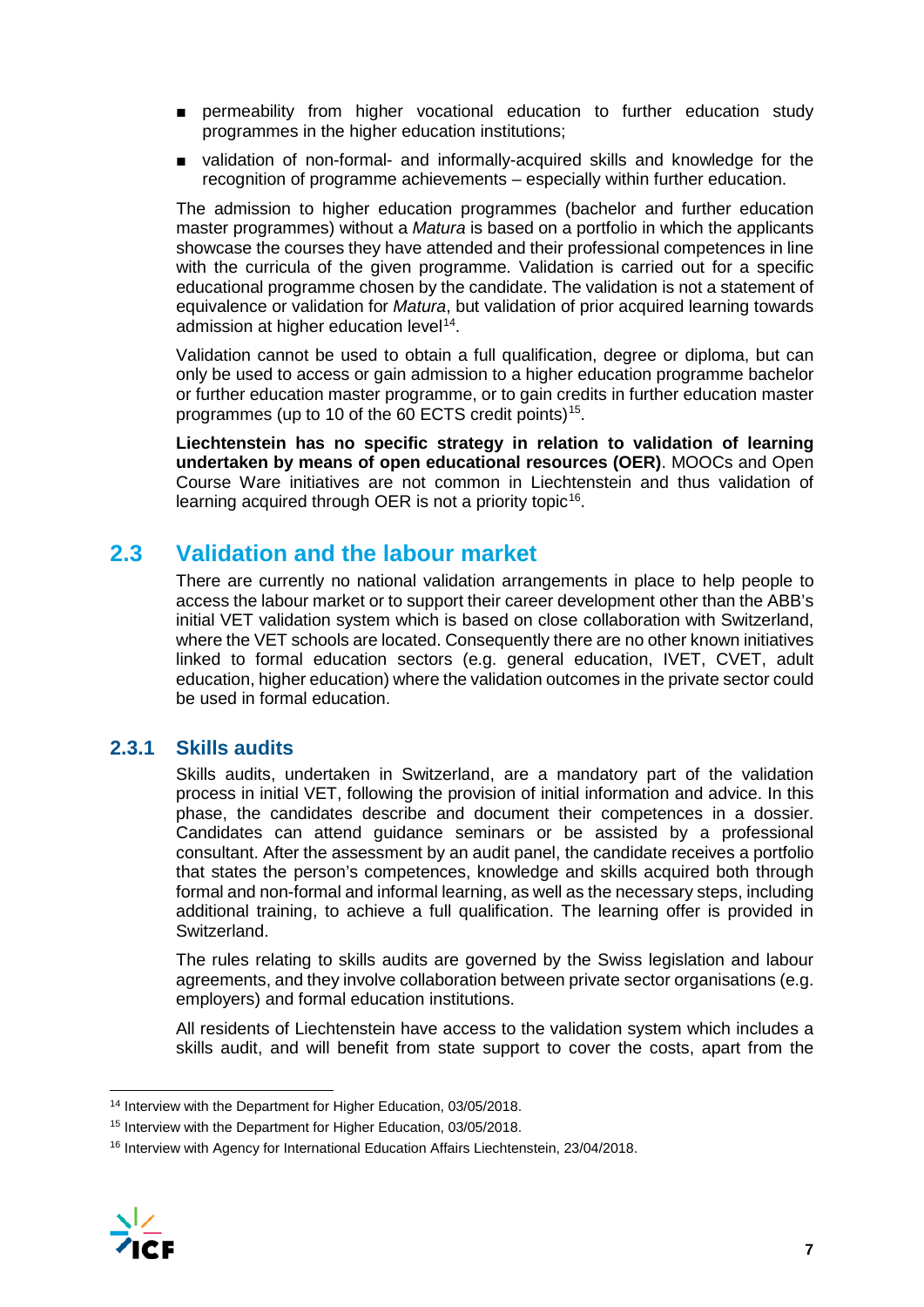- permeability from higher vocational education to further education study programmes in the higher education institutions;
- validation of non-formal- and informally-acquired skills and knowledge for the recognition of programme achievements – especially within further education.

The admission to higher education programmes (bachelor and further education master programmes) without a *Matura* is based on a portfolio in which the applicants showcase the courses they have attended and their professional competences in line with the curricula of the given programme. Validation is carried out for a specific educational programme chosen by the candidate. The validation is not a statement of equivalence or validation for *Matura*, but validation of prior acquired learning towards admission at higher education level[14].

Validation cannot be used to obtain a full qualification, degree or diploma, but can only be used to access or gain admission to a higher education programme bachelor or further education master programme, or to gain credits in further education master programmes (up to 10 of the 60 ECTS credit points)[15].

**Liechtenstein has no specific strategy in relation to validation of learning undertaken by means of open educational resources (OER)**. MOOCs and Open Course Ware initiatives are not common in Liechtenstein and thus validation of learning acquired through OER is not a priority topic[16].

## 2.3 Validation and the labour market

There are currently no national validation arrangements in place to help people to access the labour market or to support their career development other than the ABB's initial VET validation system which is based on close collaboration with Switzerland, where the VET schools are located. Consequently there are no other known initiatives linked to formal education sectors (e.g. general education, IVET, CVET, adult education, higher education) where the validation outcomes in the private sector could be used in formal education.

### 2.3.1 Skills audits

Skills audits, undertaken in Switzerland, are a mandatory part of the validation process in initial VET, following the provision of initial information and advice. In this phase, the candidates describe and document their competences in a dossier. Candidates can attend guidance seminars or be assisted by a professional consultant. After the assessment by an audit panel, the candidate receives a portfolio that states the person's competences, knowledge and skills acquired both through formal and non-formal and informal learning, as well as the necessary steps, including additional training, to achieve a full qualification. The learning offer is provided in Switzerland.

The rules relating to skills audits are governed by the Swiss legislation and labour agreements, and they involve collaboration between private sector organisations (e.g. employers) and formal education institutions.

All residents of Liechtenstein have access to the validation system which includes a skills audit, and will benefit from state support to cover the costs, apart from the

---

[14] Interview with the Department for Higher Education, 03/05/2018.

[15] Interview with the Department for Higher Education, 03/05/2018.

[16] Interview with Agency for International Education Affairs Liechtenstein, 23/04/2018.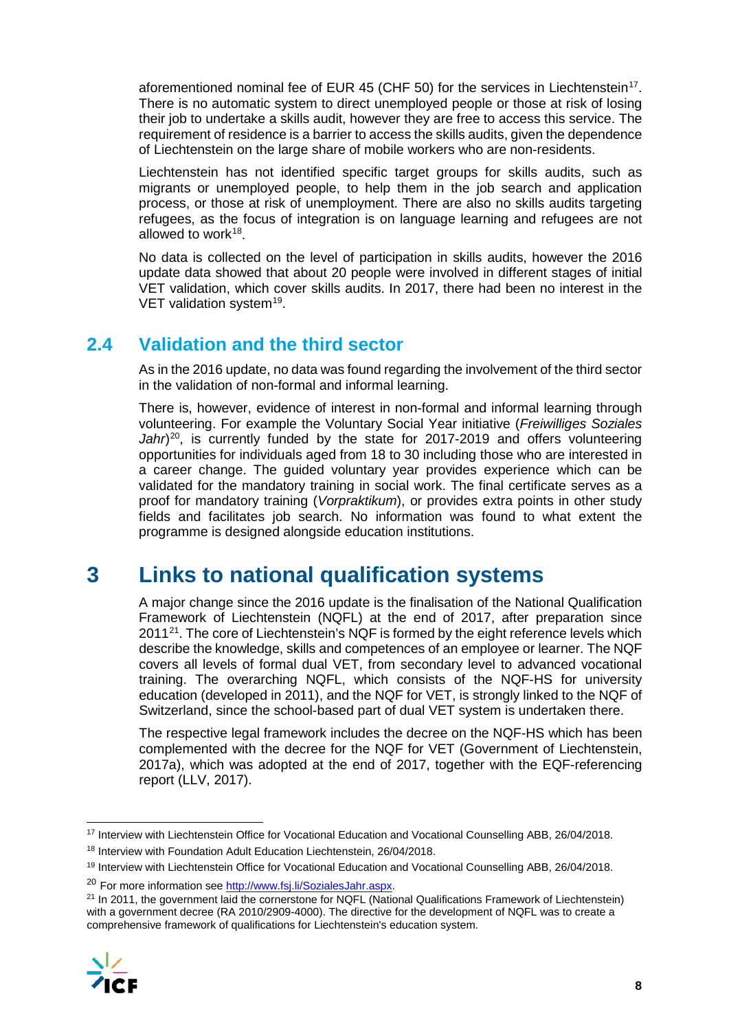aforementioned nominal fee of EUR 45 (CHF 50) for the services in Liechtenstein[17]. There is no automatic system to direct unemployed people or those at risk of losing their job to undertake a skills audit, however they are free to access this service. The requirement of residence is a barrier to access the skills audits, given the dependence of Liechtenstein on the large share of mobile workers who are non-residents.

Liechtenstein has not identified specific target groups for skills audits, such as migrants or unemployed people, to help them in the job search and application process, or those at risk of unemployment. There are also no skills audits targeting refugees, as the focus of integration is on language learning and refugees are not allowed to work[18].

No data is collected on the level of participation in skills audits, however the 2016 update data showed that about 20 people were involved in different stages of initial VET validation, which cover skills audits. In 2017, there had been no interest in the VET validation system[19].

## 2.4 Validation and the third sector

As in the 2016 update, no data was found regarding the involvement of the third sector in the validation of non-formal and informal learning.

There is, however, evidence of interest in non-formal and informal learning through volunteering. For example the Voluntary Social Year initiative (*Freiwilliges Soziales Jahr*)[20], is currently funded by the state for 2017-2019 and offers volunteering opportunities for individuals aged from 18 to 30 including those who are interested in a career change. The guided voluntary year provides experience which can be validated for the mandatory training in social work. The final certificate serves as a proof for mandatory training (*Vorpraktikum*), or provides extra points in other study fields and facilitates job search. No information was found to what extent the programme is designed alongside education institutions.

# 3 Links to national qualification systems

A major change since the 2016 update is the finalisation of the National Qualification Framework of Liechtenstein (NQFL) at the end of 2017, after preparation since 2011[21]. The core of Liechtenstein's NQF is formed by the eight reference levels which describe the knowledge, skills and competences of an employee or learner. The NQF covers all levels of formal dual VET, from secondary level to advanced vocational training. The overarching NQFL, which consists of the NQF-HS for university education (developed in 2011), and the NQF for VET, is strongly linked to the NQF of Switzerland, since the school-based part of dual VET system is undertaken there.

The respective legal framework includes the decree on the NQF-HS which has been complemented with the decree for the NQF for VET (Government of Liechtenstein, 2017a), which was adopted at the end of 2017, together with the EQF-referencing report (LLV, 2017).

---

[17] Interview with Liechtenstein Office for Vocational Education and Vocational Counselling ABB, 26/04/2018.

[18] Interview with Foundation Adult Education Liechtenstein, 26/04/2018.

[19] Interview with Liechtenstein Office for Vocational Education and Vocational Counselling ABB, 26/04/2018.

[20] For more information see http://www.fsj.li/SozialesJahr.aspx.

[21] In 2011, the government laid the cornerstone for NQFL (National Qualifications Framework of Liechtenstein) with a government decree (RA 2010/2909-4000). The directive for the development of NQFL was to create a comprehensive framework of qualifications for Liechtenstein's education system.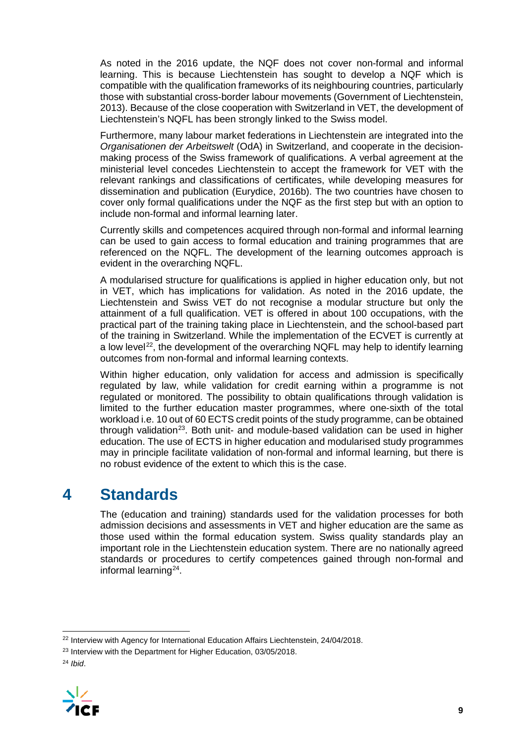As noted in the 2016 update, the NQF does not cover non-formal and informal learning. This is because Liechtenstein has sought to develop a NQF which is compatible with the qualification frameworks of its neighbouring countries, particularly those with substantial cross-border labour movements (Government of Liechtenstein, 2013). Because of the close cooperation with Switzerland in VET, the development of Liechtenstein's NQFL has been strongly linked to the Swiss model.

Furthermore, many labour market federations in Liechtenstein are integrated into the *Organisationen der Arbeitswelt* (OdA) in Switzerland, and cooperate in the decision-making process of the Swiss framework of qualifications. A verbal agreement at the ministerial level concedes Liechtenstein to accept the framework for VET with the relevant rankings and classifications of certificates, while developing measures for dissemination and publication (Eurydice, 2016b). The two countries have chosen to cover only formal qualifications under the NQF as the first step but with an option to include non-formal and informal learning later.

Currently skills and competences acquired through non-formal and informal learning can be used to gain access to formal education and training programmes that are referenced on the NQFL. The development of the learning outcomes approach is evident in the overarching NQFL.

A modularised structure for qualifications is applied in higher education only, but not in VET, which has implications for validation. As noted in the 2016 update, the Liechtenstein and Swiss VET do not recognise a modular structure but only the attainment of a full qualification. VET is offered in about 100 occupations, with the practical part of the training taking place in Liechtenstein, and the school-based part of the training in Switzerland. While the implementation of the ECVET is currently at a low level[22], the development of the overarching NQFL may help to identify learning outcomes from non-formal and informal learning contexts.

Within higher education, only validation for access and admission is specifically regulated by law, while validation for credit earning within a programme is not regulated or monitored. The possibility to obtain qualifications through validation is limited to the further education master programmes, where one-sixth of the total workload i.e. 10 out of 60 ECTS credit points of the study programme, can be obtained through validation[23]. Both unit- and module-based validation can be used in higher education. The use of ECTS in higher education and modularised study programmes may in principle facilitate validation of non-formal and informal learning, but there is no robust evidence of the extent to which this is the case.

# 4 Standards

The (education and training) standards used for the validation processes for both admission decisions and assessments in VET and higher education are the same as those used within the formal education system. Swiss quality standards play an important role in the Liechtenstein education system. There are no nationally agreed standards or procedures to certify competences gained through non-formal and informal learning[24].

---

[22] Interview with Agency for International Education Affairs Liechtenstein, 24/04/2018.

[23] Interview with the Department for Higher Education, 03/05/2018.

[24] *Ibid*.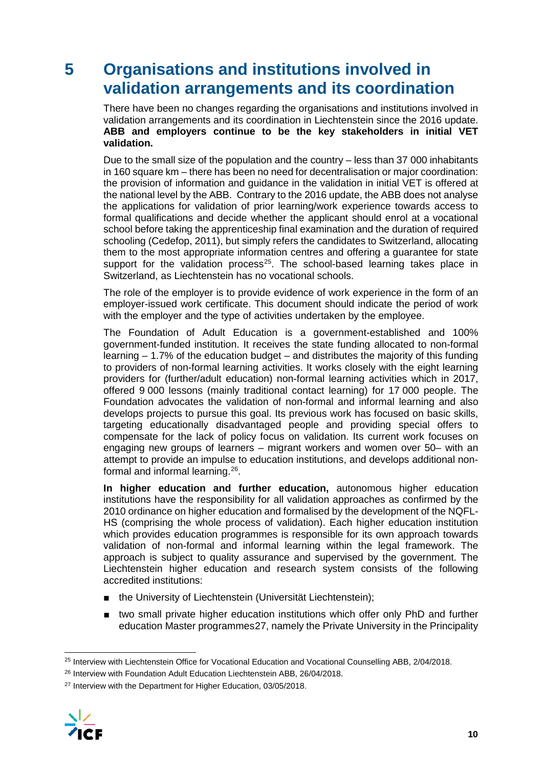# 5 Organisations and institutions involved in validation arrangements and its coordination

There have been no changes regarding the organisations and institutions involved in validation arrangements and its coordination in Liechtenstein since the 2016 update. **ABB and employers continue to be the key stakeholders in initial VET validation.**

Due to the small size of the population and the country – less than 37 000 inhabitants in 160 square km – there has been no need for decentralisation or major coordination: the provision of information and guidance in the validation in initial VET is offered at the national level by the ABB. Contrary to the 2016 update, the ABB does not analyse the applications for validation of prior learning/work experience towards access to formal qualifications and decide whether the applicant should enrol at a vocational school before taking the apprenticeship final examination and the duration of required schooling (Cedefop, 2011), but simply refers the candidates to Switzerland, allocating them to the most appropriate information centres and offering a guarantee for state support for the validation process[25]. The school-based learning takes place in Switzerland, as Liechtenstein has no vocational schools.

The role of the employer is to provide evidence of work experience in the form of an employer-issued work certificate. This document should indicate the period of work with the employer and the type of activities undertaken by the employee.

The Foundation of Adult Education is a government-established and 100% government-funded institution. It receives the state funding allocated to non-formal learning – 1.7% of the education budget – and distributes the majority of this funding to providers of non-formal learning activities. It works closely with the eight learning providers for (further/adult education) non-formal learning activities which in 2017, offered 9 000 lessons (mainly traditional contact learning) for 17 000 people. The Foundation advocates the validation of non-formal and informal learning and also develops projects to pursue this goal. Its previous work has focused on basic skills, targeting educationally disadvantaged people and providing special offers to compensate for the lack of policy focus on validation. Its current work focuses on engaging new groups of learners – migrant workers and women over 50– with an attempt to provide an impulse to education institutions, and develops additional non-formal and informal learning.[26].

**In higher education and further education,** autonomous higher education institutions have the responsibility for all validation approaches as confirmed by the 2010 ordinance on higher education and formalised by the development of the NQFL-HS (comprising the whole process of validation). Each higher education institution which provides education programmes is responsible for its own approach towards validation of non-formal and informal learning within the legal framework. The approach is subject to quality assurance and supervised by the government. The Liechtenstein higher education and research system consists of the following accredited institutions:

- the University of Liechtenstein (Universität Liechtenstein);
- two small private higher education institutions which offer only PhD and further education Master programmes27, namely the Private University in the Principality

[25] Interview with Liechtenstein Office for Vocational Education and Vocational Counselling ABB, 2/04/2018.

[26] Interview with Foundation Adult Education Liechtenstein ABB, 26/04/2018.

[27] Interview with the Department for Higher Education, 03/05/2018.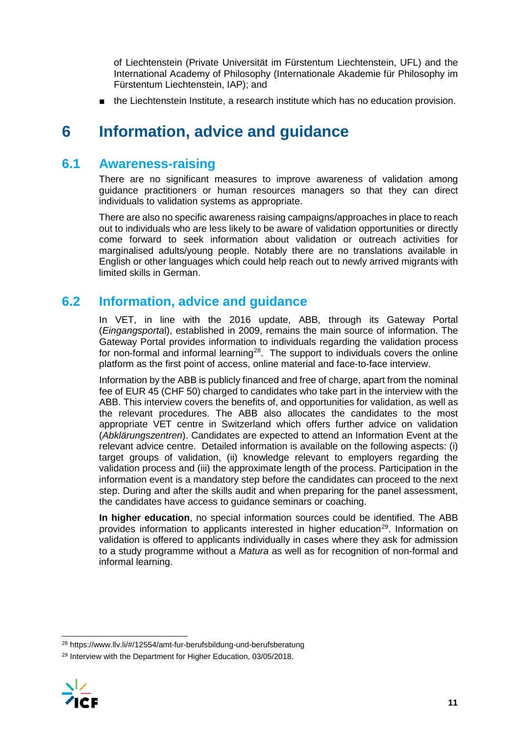of Liechtenstein (Private Universität im Fürstentum Liechtenstein, UFL) and the International Academy of Philosophy (Internationale Akademie für Philosophy im Fürstentum Liechtenstein, IAP); and

- the Liechtenstein Institute, a research institute which has no education provision.

# 6 Information, advice and guidance

## 6.1 Awareness-raising

There are no significant measures to improve awareness of validation among guidance practitioners or human resources managers so that they can direct individuals to validation systems as appropriate.

There are also no specific awareness raising campaigns/approaches in place to reach out to individuals who are less likely to be aware of validation opportunities or directly come forward to seek information about validation or outreach activities for marginalised adults/young people. Notably there are no translations available in English or other languages which could help reach out to newly arrived migrants with limited skills in German.

## 6.2 Information, advice and guidance

In VET, in line with the 2016 update, ABB, through its Gateway Portal (*Eingangsportal*), established in 2009, remains the main source of information. The Gateway Portal provides information to individuals regarding the validation process for non-formal and informal learning[28]. The support to individuals covers the online platform as the first point of access, online material and face-to-face interview.

Information by the ABB is publicly financed and free of charge, apart from the nominal fee of EUR 45 (CHF 50) charged to candidates who take part in the interview with the ABB. This interview covers the benefits of, and opportunities for validation, as well as the relevant procedures. The ABB also allocates the candidates to the most appropriate VET centre in Switzerland which offers further advice on validation (*Abklärungszentren*). Candidates are expected to attend an Information Event at the relevant advice centre. Detailed information is available on the following aspects: (i) target groups of validation, (ii) knowledge relevant to employers regarding the validation process and (iii) the approximate length of the process. Participation in the information event is a mandatory step before the candidates can proceed to the next step. During and after the skills audit and when preparing for the panel assessment, the candidates have access to guidance seminars or coaching.

**In higher education**, no special information sources could be identified. The ABB provides information to applicants interested in higher education[29]. Information on validation is offered to applicants individually in cases where they ask for admission to a study programme without a *Matura* as well as for recognition of non-formal and informal learning.

---

[28] https://www.llv.li/#/12554/amt-fur-berufsbildung-und-berufsberatung

[29] Interview with the Department for Higher Education, 03/05/2018.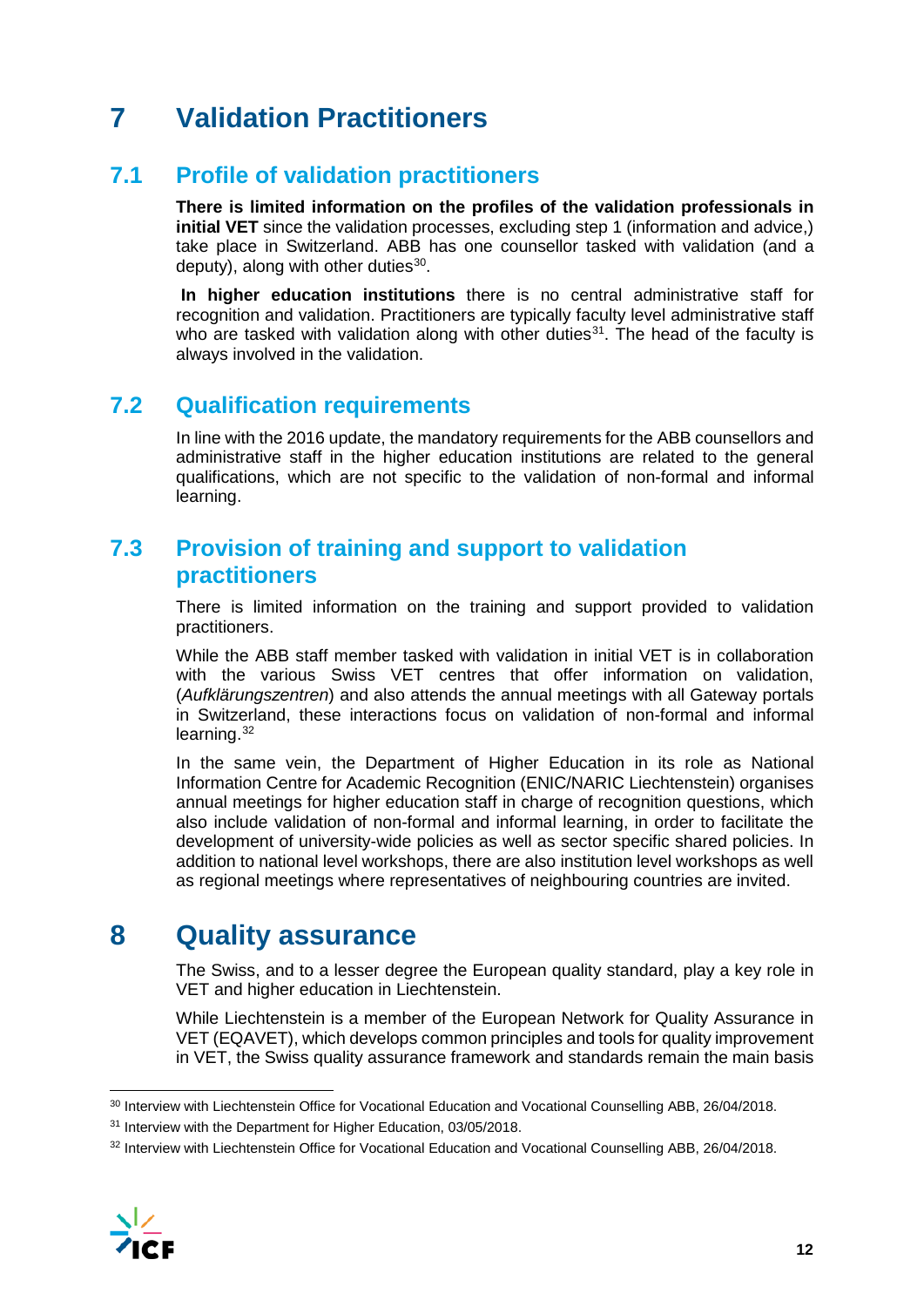# 7 Validation Practitioners

## 7.1 Profile of validation practitioners

**There is limited information on the profiles of the validation professionals in initial VET** since the validation processes, excluding step 1 (information and advice,) take place in Switzerland. ABB has one counsellor tasked with validation (and a deputy), along with other duties[30].

**In higher education institutions** there is no central administrative staff for recognition and validation. Practitioners are typically faculty level administrative staff who are tasked with validation along with other duties[31]. The head of the faculty is always involved in the validation.

## 7.2 Qualification requirements

In line with the 2016 update, the mandatory requirements for the ABB counsellors and administrative staff in the higher education institutions are related to the general qualifications, which are not specific to the validation of non-formal and informal learning.

## 7.3 Provision of training and support to validation practitioners

There is limited information on the training and support provided to validation practitioners.

While the ABB staff member tasked with validation in initial VET is in collaboration with the various Swiss VET centres that offer information on validation, (*Aufklärungszentren*) and also attends the annual meetings with all Gateway portals in Switzerland, these interactions focus on validation of non-formal and informal learning.[32]

In the same vein, the Department of Higher Education in its role as National Information Centre for Academic Recognition (ENIC/NARIC Liechtenstein) organises annual meetings for higher education staff in charge of recognition questions, which also include validation of non-formal and informal learning, in order to facilitate the development of university-wide policies as well as sector specific shared policies. In addition to national level workshops, there are also institution level workshops as well as regional meetings where representatives of neighbouring countries are invited.

# 8 Quality assurance

The Swiss, and to a lesser degree the European quality standard, play a key role in VET and higher education in Liechtenstein.

While Liechtenstein is a member of the European Network for Quality Assurance in VET (EQAVET), which develops common principles and tools for quality improvement in VET, the Swiss quality assurance framework and standards remain the main basis

---

[30] Interview with Liechtenstein Office for Vocational Education and Vocational Counselling ABB, 26/04/2018.

[31] Interview with the Department for Higher Education, 03/05/2018.

[32] Interview with Liechtenstein Office for Vocational Education and Vocational Counselling ABB, 26/04/2018.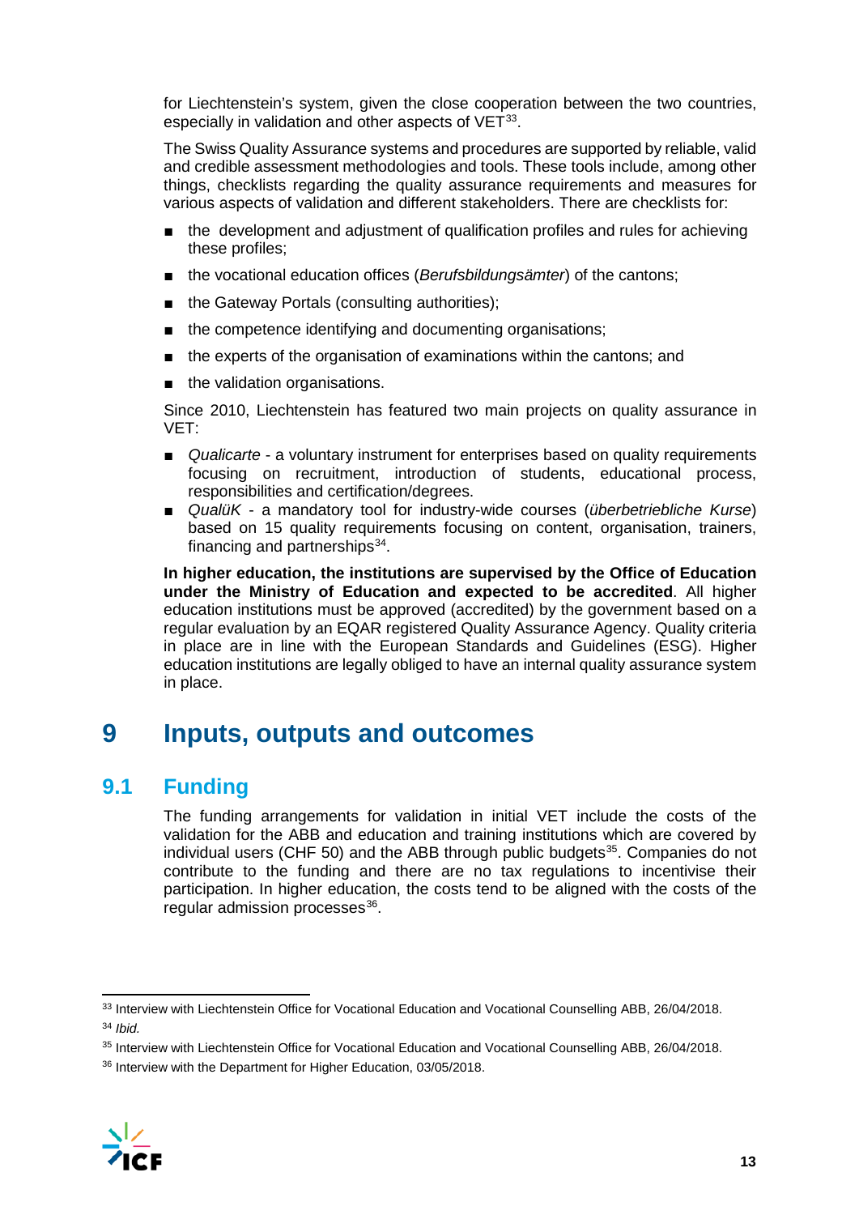for Liechtenstein's system, given the close cooperation between the two countries, especially in validation and other aspects of VET[33].

The Swiss Quality Assurance systems and procedures are supported by reliable, valid and credible assessment methodologies and tools. These tools include, among other things, checklists regarding the quality assurance requirements and measures for various aspects of validation and different stakeholders. There are checklists for:

- the development and adjustment of qualification profiles and rules for achieving these profiles;
- the vocational education offices (*Berufsbildungsämter*) of the cantons;
- the Gateway Portals (consulting authorities);
- the competence identifying and documenting organisations;
- the experts of the organisation of examinations within the cantons; and
- the validation organisations.

Since 2010, Liechtenstein has featured two main projects on quality assurance in VET:

- *Qualicarte* - a voluntary instrument for enterprises based on quality requirements focusing on recruitment, introduction of students, educational process, responsibilities and certification/degrees.
- *QualüK* - a mandatory tool for industry-wide courses (*überbetriebliche Kurse*) based on 15 quality requirements focusing on content, organisation, trainers, financing and partnerships[34].

**In higher education, the institutions are supervised by the Office of Education under the Ministry of Education and expected to be accredited**. All higher education institutions must be approved (accredited) by the government based on a regular evaluation by an EQAR registered Quality Assurance Agency. Quality criteria in place are in line with the European Standards and Guidelines (ESG). Higher education institutions are legally obliged to have an internal quality assurance system in place.

# 9 Inputs, outputs and outcomes

## 9.1 Funding

The funding arrangements for validation in initial VET include the costs of the validation for the ABB and education and training institutions which are covered by individual users (CHF 50) and the ABB through public budgets[35]. Companies do not contribute to the funding and there are no tax regulations to incentivise their participation. In higher education, the costs tend to be aligned with the costs of the regular admission processes[36].

---

[33] Interview with Liechtenstein Office for Vocational Education and Vocational Counselling ABB, 26/04/2018.

[34] *Ibid.*

[35] Interview with Liechtenstein Office for Vocational Education and Vocational Counselling ABB, 26/04/2018.

[36] Interview with the Department for Higher Education, 03/05/2018.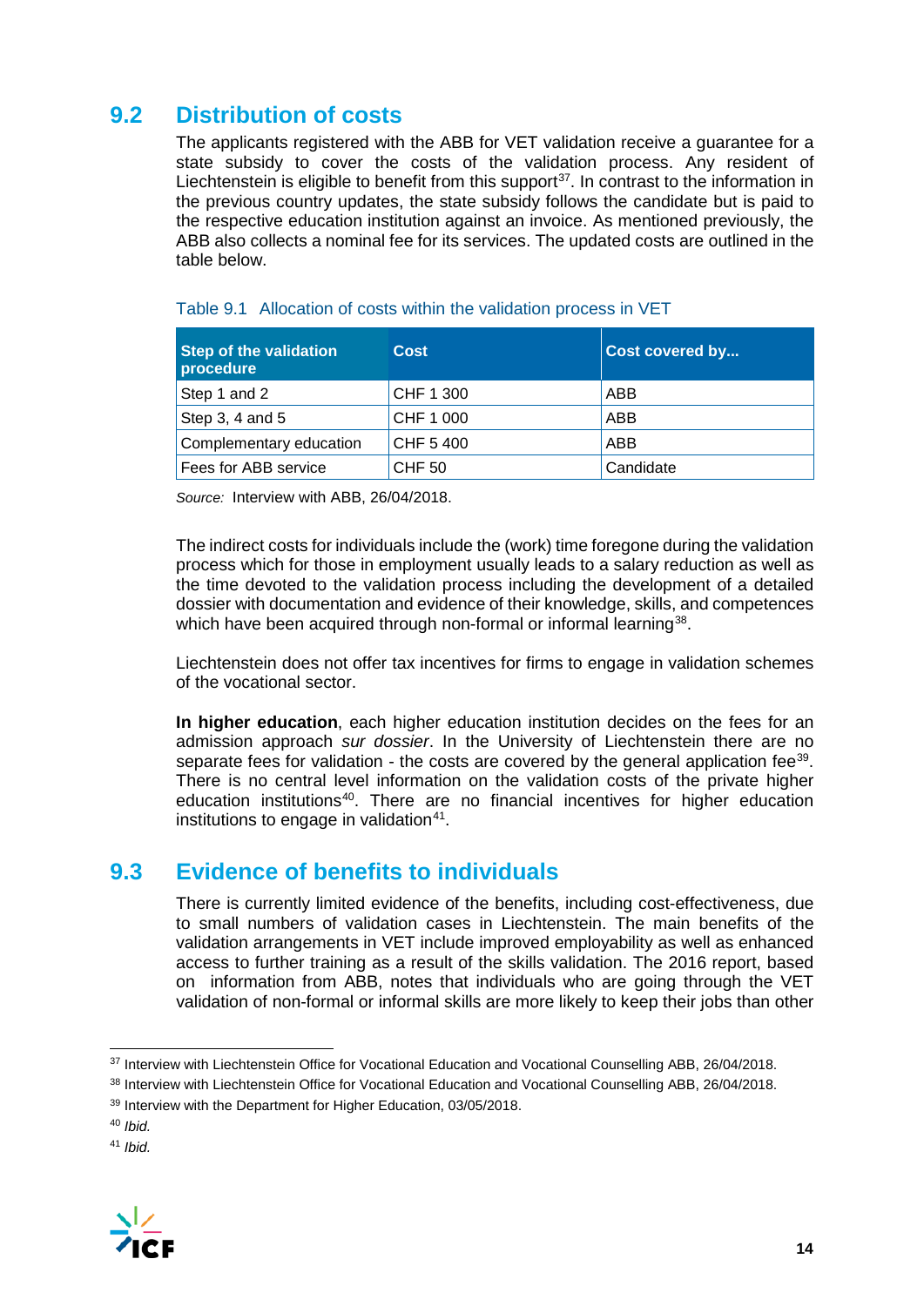## 9.2 Distribution of costs

The applicants registered with the ABB for VET validation receive a guarantee for a state subsidy to cover the costs of the validation process. Any resident of Liechtenstein is eligible to benefit from this support[37]. In contrast to the information in the previous country updates, the state subsidy follows the candidate but is paid to the respective education institution against an invoice. As mentioned previously, the ABB also collects a nominal fee for its services. The updated costs are outlined in the table below.

Table 9.1 Allocation of costs within the validation process in VET

| Step of the validation procedure | Cost | Cost covered by... |
|---|---|---|
| Step 1 and 2 | CHF 1 300 | ABB |
| Step 3, 4 and 5 | CHF 1 000 | ABB |
| Complementary education | CHF 5 400 | ABB |
| Fees for ABB service | CHF 50 | Candidate |

*Source:* Interview with ABB, 26/04/2018.

The indirect costs for individuals include the (work) time foregone during the validation process which for those in employment usually leads to a salary reduction as well as the time devoted to the validation process including the development of a detailed dossier with documentation and evidence of their knowledge, skills, and competences which have been acquired through non-formal or informal learning[38].

Liechtenstein does not offer tax incentives for firms to engage in validation schemes of the vocational sector.

**In higher education**, each higher education institution decides on the fees for an admission approach *sur dossier*. In the University of Liechtenstein there are no separate fees for validation - the costs are covered by the general application fee[39]. There is no central level information on the validation costs of the private higher education institutions[40]. There are no financial incentives for higher education institutions to engage in validation[41].

## 9.3 Evidence of benefits to individuals

There is currently limited evidence of the benefits, including cost-effectiveness, due to small numbers of validation cases in Liechtenstein. The main benefits of the validation arrangements in VET include improved employability as well as enhanced access to further training as a result of the skills validation. The 2016 report, based on information from ABB, notes that individuals who are going through the VET validation of non-formal or informal skills are more likely to keep their jobs than other

[37] Interview with Liechtenstein Office for Vocational Education and Vocational Counselling ABB, 26/04/2018.

[38] Interview with Liechtenstein Office for Vocational Education and Vocational Counselling ABB, 26/04/2018.

[39] Interview with the Department for Higher Education, 03/05/2018.

[40] *Ibid.*

[41] *Ibid.*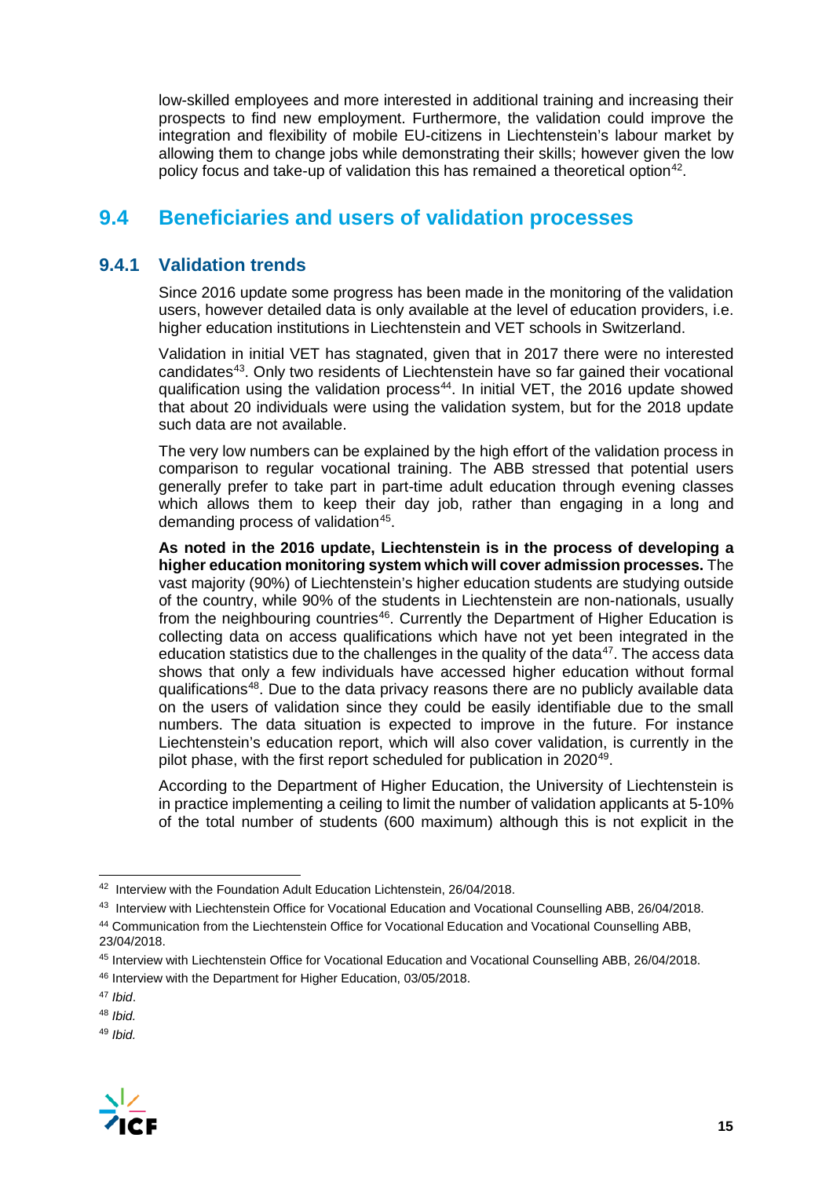low-skilled employees and more interested in additional training and increasing their prospects to find new employment. Furthermore, the validation could improve the integration and flexibility of mobile EU-citizens in Liechtenstein's labour market by allowing them to change jobs while demonstrating their skills; however given the low policy focus and take-up of validation this has remained a theoretical option[42].

## 9.4 Beneficiaries and users of validation processes

### 9.4.1 Validation trends

Since 2016 update some progress has been made in the monitoring of the validation users, however detailed data is only available at the level of education providers, i.e. higher education institutions in Liechtenstein and VET schools in Switzerland.

Validation in initial VET has stagnated, given that in 2017 there were no interested candidates[43]. Only two residents of Liechtenstein have so far gained their vocational qualification using the validation process[44]. In initial VET, the 2016 update showed that about 20 individuals were using the validation system, but for the 2018 update such data are not available.

The very low numbers can be explained by the high effort of the validation process in comparison to regular vocational training. The ABB stressed that potential users generally prefer to take part in part-time adult education through evening classes which allows them to keep their day job, rather than engaging in a long and demanding process of validation[45].

**As noted in the 2016 update, Liechtenstein is in the process of developing a higher education monitoring system which will cover admission processes.** The vast majority (90%) of Liechtenstein's higher education students are studying outside of the country, while 90% of the students in Liechtenstein are non-nationals, usually from the neighbouring countries[46]. Currently the Department of Higher Education is collecting data on access qualifications which have not yet been integrated in the education statistics due to the challenges in the quality of the data[47]. The access data shows that only a few individuals have accessed higher education without formal qualifications[48]. Due to the data privacy reasons there are no publicly available data on the users of validation since they could be easily identifiable due to the small numbers. The data situation is expected to improve in the future. For instance Liechtenstein's education report, which will also cover validation, is currently in the pilot phase, with the first report scheduled for publication in 2020[49].

According to the Department of Higher Education, the University of Liechtenstein is in practice implementing a ceiling to limit the number of validation applicants at 5-10% of the total number of students (600 maximum) although this is not explicit in the

---

[42] Interview with the Foundation Adult Education Lichtenstein, 26/04/2018.

[43] Interview with Liechtenstein Office for Vocational Education and Vocational Counselling ABB, 26/04/2018.

[44] Communication from the Liechtenstein Office for Vocational Education and Vocational Counselling ABB, 23/04/2018.

[45] Interview with Liechtenstein Office for Vocational Education and Vocational Counselling ABB, 26/04/2018.

[46] Interview with the Department for Higher Education, 03/05/2018.

[47] *Ibid*.

[48] *Ibid.*

[49] *Ibid.*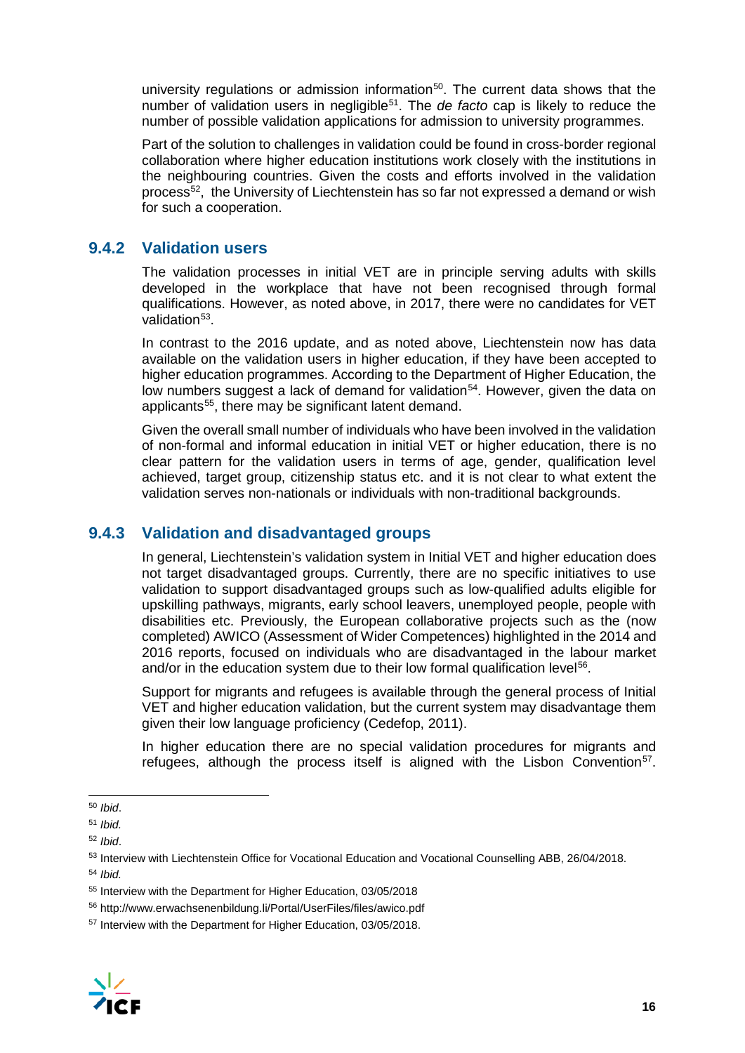university regulations or admission information[50]. The current data shows that the number of validation users in negligible[51]. The *de facto* cap is likely to reduce the number of possible validation applications for admission to university programmes.

Part of the solution to challenges in validation could be found in cross-border regional collaboration where higher education institutions work closely with the institutions in the neighbouring countries. Given the costs and efforts involved in the validation process[52], the University of Liechtenstein has so far not expressed a demand or wish for such a cooperation.

### 9.4.2 Validation users

The validation processes in initial VET are in principle serving adults with skills developed in the workplace that have not been recognised through formal qualifications. However, as noted above, in 2017, there were no candidates for VET validation[53].

In contrast to the 2016 update, and as noted above, Liechtenstein now has data available on the validation users in higher education, if they have been accepted to higher education programmes. According to the Department of Higher Education, the low numbers suggest a lack of demand for validation[54]. However, given the data on applicants[55], there may be significant latent demand.

Given the overall small number of individuals who have been involved in the validation of non-formal and informal education in initial VET or higher education, there is no clear pattern for the validation users in terms of age, gender, qualification level achieved, target group, citizenship status etc. and it is not clear to what extent the validation serves non-nationals or individuals with non-traditional backgrounds.

### 9.4.3 Validation and disadvantaged groups

In general, Liechtenstein's validation system in Initial VET and higher education does not target disadvantaged groups. Currently, there are no specific initiatives to use validation to support disadvantaged groups such as low-qualified adults eligible for upskilling pathways, migrants, early school leavers, unemployed people, people with disabilities etc. Previously, the European collaborative projects such as the (now completed) AWICO (Assessment of Wider Competences) highlighted in the 2014 and 2016 reports, focused on individuals who are disadvantaged in the labour market and/or in the education system due to their low formal qualification level[56].

Support for migrants and refugees is available through the general process of Initial VET and higher education validation, but the current system may disadvantage them given their low language proficiency (Cedefop, 2011).

In higher education there are no special validation procedures for migrants and refugees, although the process itself is aligned with the Lisbon Convention[57].

---

[50] *Ibid*.

[51] *Ibid.*

[52] *Ibid*.

[53] Interview with Liechtenstein Office for Vocational Education and Vocational Counselling ABB, 26/04/2018.

[54] *Ibid.*

[55] Interview with the Department for Higher Education, 03/05/2018

[56] http://www.erwachsenenbildung.li/Portal/UserFiles/files/awico.pdf

[57] Interview with the Department for Higher Education, 03/05/2018.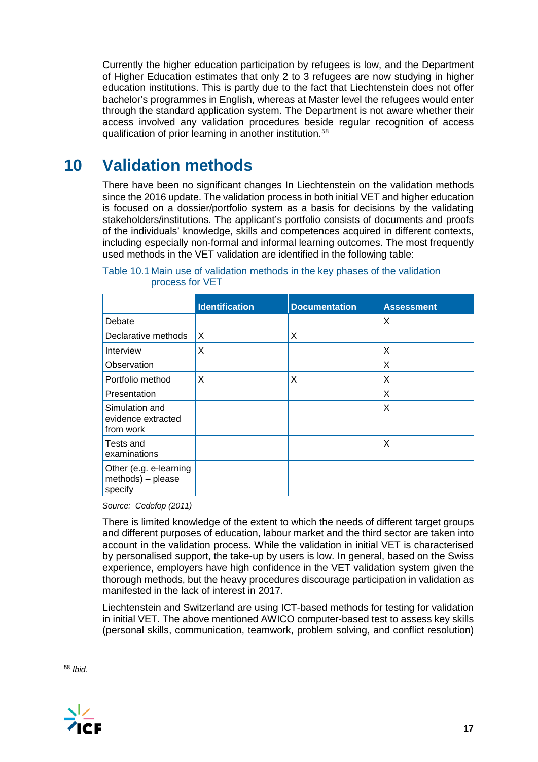Currently the higher education participation by refugees is low, and the Department of Higher Education estimates that only 2 to 3 refugees are now studying in higher education institutions. This is partly due to the fact that Liechtenstein does not offer bachelor's programmes in English, whereas at Master level the refugees would enter through the standard application system. The Department is not aware whether their access involved any validation procedures beside regular recognition of access qualification of prior learning in another institution.[58]

# 10 Validation methods

There have been no significant changes In Liechtenstein on the validation methods since the 2016 update. The validation process in both initial VET and higher education is focused on a dossier/portfolio system as a basis for decisions by the validating stakeholders/institutions. The applicant's portfolio consists of documents and proofs of the individuals' knowledge, skills and competences acquired in different contexts, including especially non-formal and informal learning outcomes. The most frequently used methods in the VET validation are identified in the following table:

Table 10.1 Main use of validation methods in the key phases of the validation process for VET

| | Identification | Documentation | Assessment |
|---|---|---|---|
| Debate | | | X |
| Declarative methods | X | X | |
| Interview | X | | X |
| Observation | | | X |
| Portfolio method | X | X | X |
| Presentation | | | X |
| Simulation and evidence extracted from work | | | X |
| Tests and examinations | | | X |
| Other (e.g. e-learning methods) – please specify | | | |

*Source: Cedefop (2011)*

There is limited knowledge of the extent to which the needs of different target groups and different purposes of education, labour market and the third sector are taken into account in the validation process. While the validation in initial VET is characterised by personalised support, the take-up by users is low. In general, based on the Swiss experience, employers have high confidence in the VET validation system given the thorough methods, but the heavy procedures discourage participation in validation as manifested in the lack of interest in 2017.

Liechtenstein and Switzerland are using ICT-based methods for testing for validation in initial VET. The above mentioned AWICO computer-based test to assess key skills (personal skills, communication, teamwork, problem solving, and conflict resolution)

[58] *Ibid*.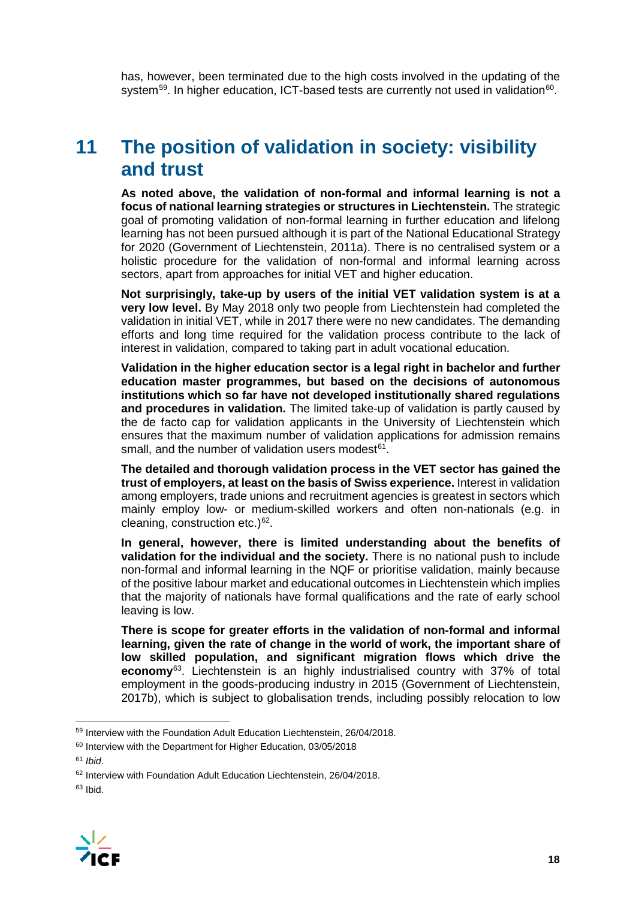has, however, been terminated due to the high costs involved in the updating of the system[59]. In higher education, ICT-based tests are currently not used in validation[60].

# 11 The position of validation in society: visibility and trust

**As noted above, the validation of non-formal and informal learning is not a focus of national learning strategies or structures in Liechtenstein.** The strategic goal of promoting validation of non-formal learning in further education and lifelong learning has not been pursued although it is part of the National Educational Strategy for 2020 (Government of Liechtenstein, 2011a). There is no centralised system or a holistic procedure for the validation of non-formal and informal learning across sectors, apart from approaches for initial VET and higher education.

**Not surprisingly, take-up by users of the initial VET validation system is at a very low level.** By May 2018 only two people from Liechtenstein had completed the validation in initial VET, while in 2017 there were no new candidates. The demanding efforts and long time required for the validation process contribute to the lack of interest in validation, compared to taking part in adult vocational education.

**Validation in the higher education sector is a legal right in bachelor and further education master programmes, but based on the decisions of autonomous institutions which so far have not developed institutionally shared regulations and procedures in validation.** The limited take-up of validation is partly caused by the de facto cap for validation applicants in the University of Liechtenstein which ensures that the maximum number of validation applications for admission remains small, and the number of validation users modest[61].

**The detailed and thorough validation process in the VET sector has gained the trust of employers, at least on the basis of Swiss experience.** Interest in validation among employers, trade unions and recruitment agencies is greatest in sectors which mainly employ low- or medium-skilled workers and often non-nationals (e.g. in cleaning, construction etc.)[62].

**In general, however, there is limited understanding about the benefits of validation for the individual and the society.** There is no national push to include non-formal and informal learning in the NQF or prioritise validation, mainly because of the positive labour market and educational outcomes in Liechtenstein which implies that the majority of nationals have formal qualifications and the rate of early school leaving is low.

**There is scope for greater efforts in the validation of non-formal and informal learning, given the rate of change in the world of work, the important share of low skilled population, and significant migration flows which drive the economy**[63]. Liechtenstein is an highly industrialised country with 37% of total employment in the goods-producing industry in 2015 (Government of Liechtenstein, 2017b), which is subject to globalisation trends, including possibly relocation to low

---

[59] Interview with the Foundation Adult Education Liechtenstein, 26/04/2018.

[60] Interview with the Department for Higher Education, 03/05/2018

[61] *Ibid*.

[62] Interview with Foundation Adult Education Liechtenstein, 26/04/2018.

[63] Ibid.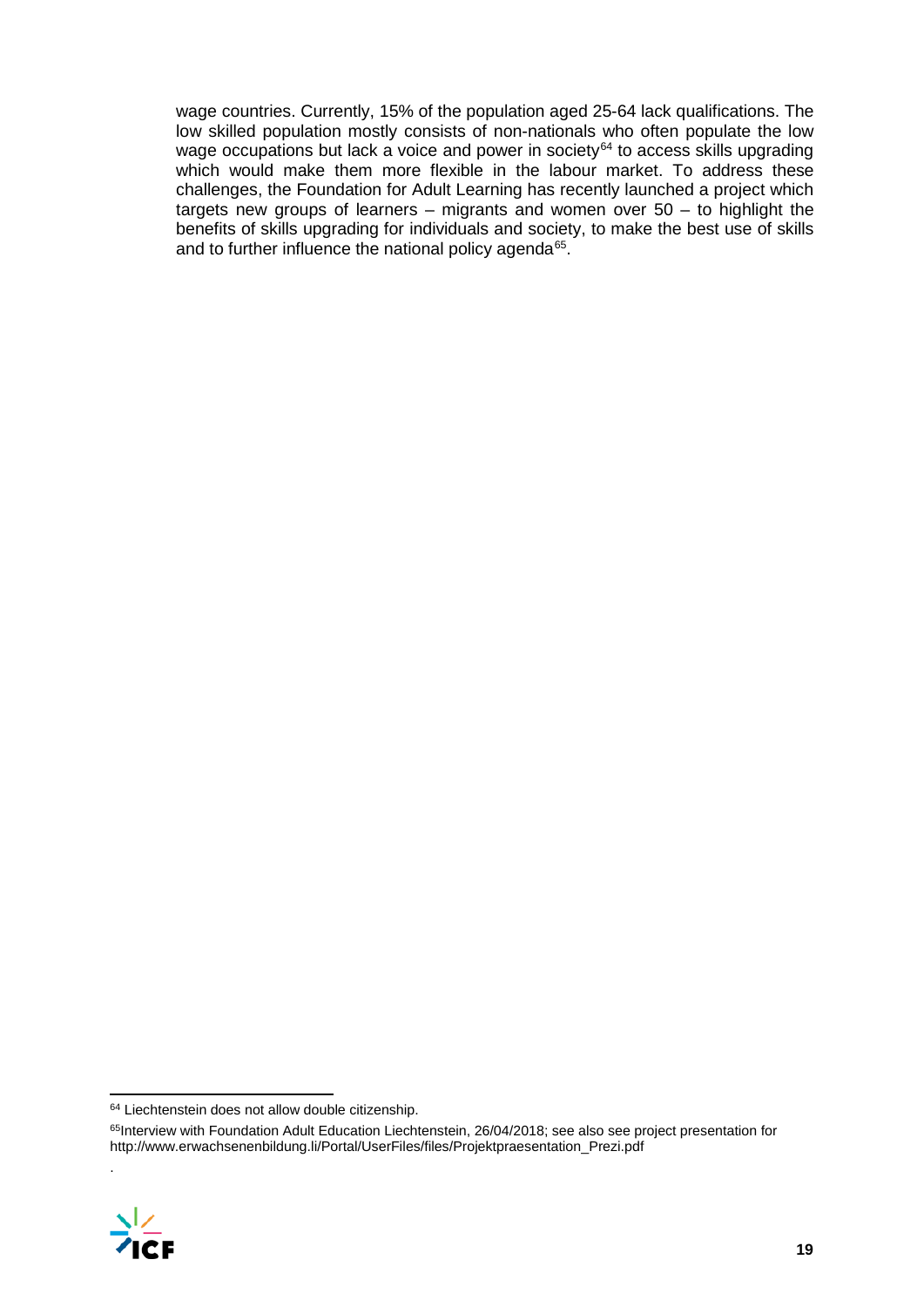wage countries. Currently, 15% of the population aged 25-64 lack qualifications. The low skilled population mostly consists of non-nationals who often populate the low wage occupations but lack a voice and power in society[64] to access skills upgrading which would make them more flexible in the labour market. To address these challenges, the Foundation for Adult Learning has recently launched a project which targets new groups of learners – migrants and women over 50 – to highlight the benefits of skills upgrading for individuals and society, to make the best use of skills and to further influence the national policy agenda[65].

---

[64] Liechtenstein does not allow double citizenship.

[65] Interview with Foundation Adult Education Liechtenstein, 26/04/2018; see also see project presentation for http://www.erwachsenenbildung.li/Portal/UserFiles/files/Projektpraesentation_Prezi.pdf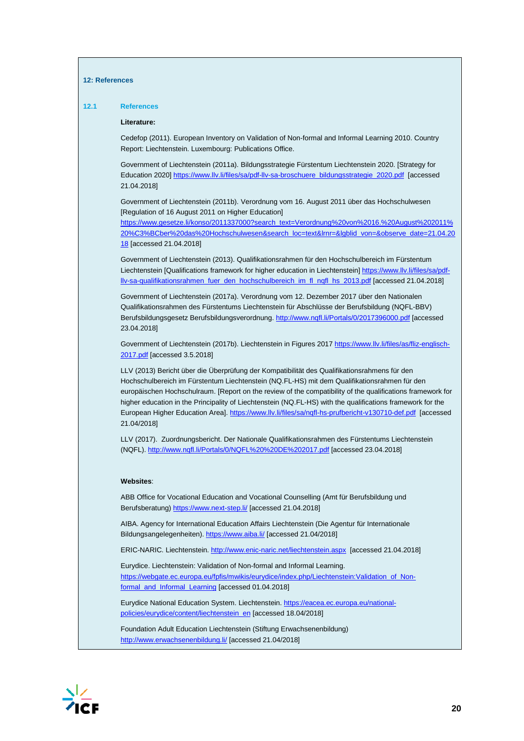## 12: References

### 12.1 References

**Literature:**

Cedefop (2011). European Inventory on Validation of Non-formal and Informal Learning 2010. Country Report: Liechtenstein. Luxembourg: Publications Office.

Government of Liechtenstein (2011a). Bildungsstrategie Fürstentum Liechtenstein 2020. [Strategy for Education 2020] https://www.llv.li/files/sa/pdf-llv-sa-broschuere_bildungsstrategie_2020.pdf [accessed 21.04.2018]

Government of Liechtenstein (2011b). Verordnung vom 16. August 2011 über das Hochschulwesen [Regulation of 16 August 2011 on Higher Education] https://www.gesetze.li/konso/2011337000?search_text=Verordnung%20von%2016.%20August%202011%20%C3%BCber%20das%20Hochschulwesen&search_loc=text&lrnr=&lgblid_von=&observe_date=21.04.2018 [accessed 21.04.2018]

Government of Liechtenstein (2013). Qualifikationsrahmen für den Hochschulbereich im Fürstentum Liechtenstein [Qualifications framework for higher education in Liechtenstein] https://www.llv.li/files/sa/pdf-llv-sa-qualifikationsrahmen_fuer_den_hochschulbereich_im_fl_nqfl_hs_2013.pdf [accessed 21.04.2018]

Government of Liechtenstein (2017a). Verordnung vom 12. Dezember 2017 über den Nationalen Qualifikationsrahmen des Fürstentums Liechtenstein für Abschlüsse der Berufsbildung (NQFL-BBV) Berufsbildungsgesetz Berufsbildungsverordnung. http://www.nqfl.li/Portals/0/2017396000.pdf [accessed 23.04.2018]

Government of Liechtenstein (2017b). Liechtenstein in Figures 2017 https://www.llv.li/files/as/fliz-englisch-2017.pdf [accessed 3.5.2018]

LLV (2013) Bericht über die Überprüfung der Kompatibilität des Qualifikationsrahmens für den Hochschulbereich im Fürstentum Liechtenstein (NQ.FL-HS) mit dem Qualifikationsrahmen für den europäischen Hochschulraum. [Report on the review of the compatibility of the qualifications framework for higher education in the Principality of Liechtenstein (NQ.FL-HS) with the qualifications framework for the European Higher Education Area]. https://www.llv.li/files/sa/nqfl-hs-prufbericht-v130710-def.pdf [accessed 21.04/2018]

LLV (2017). Zuordnungsbericht. Der Nationale Qualifikationsrahmen des Fürstentums Liechtenstein (NQFL). http://www.nqfl.li/Portals/0/NQFL%20%20DE%202017.pdf [accessed 23.04.2018]

**Websites**:

ABB Office for Vocational Education and Vocational Counselling (Amt für Berufsbildung und Berufsberatung) https://www.next-step.li/ [accessed 21.04.2018]

AIBA. Agency for International Education Affairs Liechtenstein (Die Agentur für Internationale Bildungsangelegenheiten). https://www.aiba.li/ [accessed 21.04/2018]

ERIC-NARIC. Liechtenstein. http://www.enic-naric.net/liechtenstein.aspx [accessed 21.04.2018]

Eurydice. Liechtenstein: Validation of Non-formal and Informal Learning. https://webgate.ec.europa.eu/fpfis/mwikis/eurydice/index.php/Liechtenstein:Validation_of_Non-formal_and_Informal_Learning [accessed 01.04.2018]

Eurydice National Education System. Liechtenstein. https://eacea.ec.europa.eu/national-policies/eurydice/content/liechtenstein_en [accessed 18.04/2018]

Foundation Adult Education Liechtenstein (Stiftung Erwachsenenbildung) http://www.erwachsenenbildung.li/ [accessed 21.04/2018]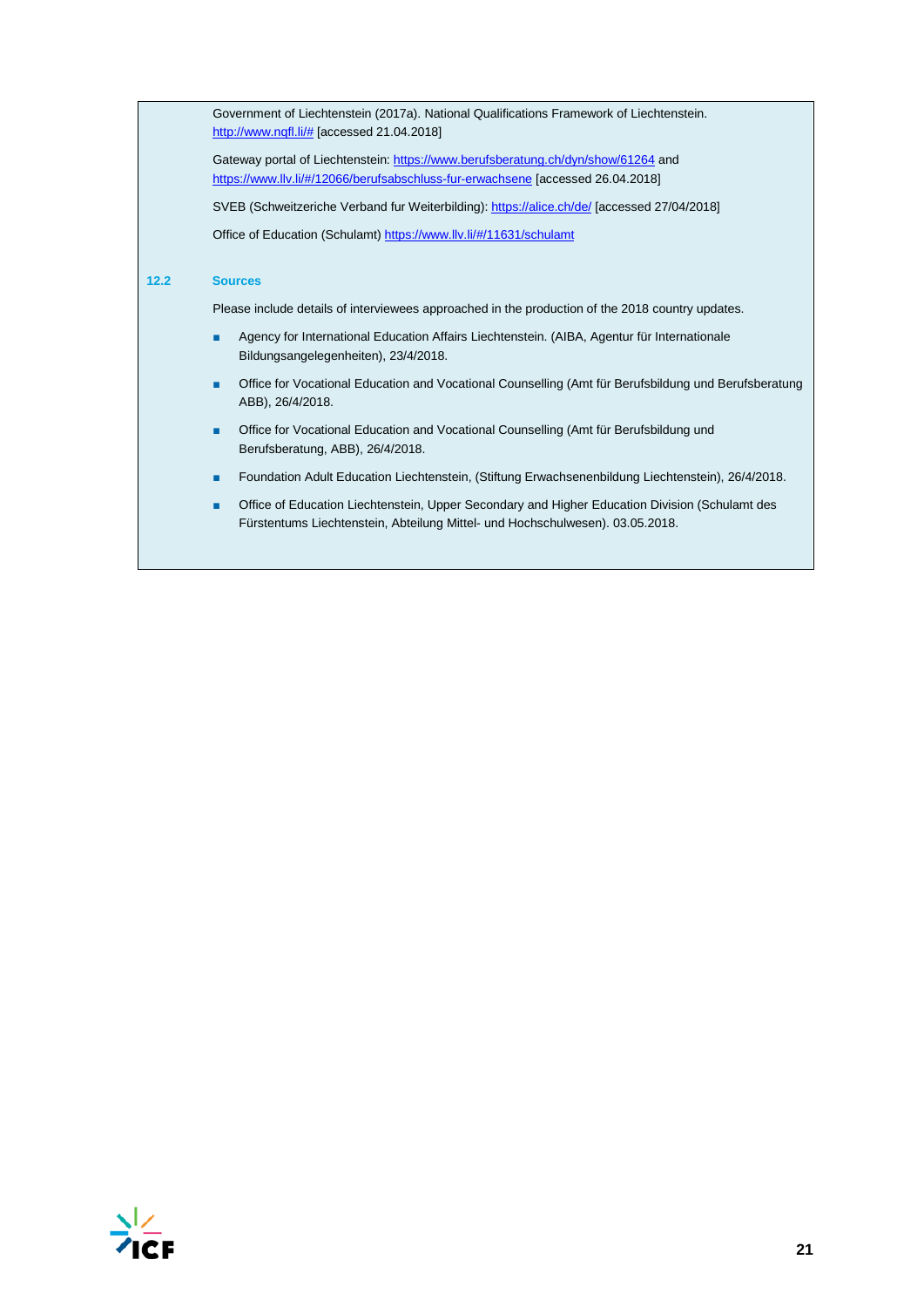Government of Liechtenstein (2017a). National Qualifications Framework of Liechtenstein. http://www.nqfl.li/# [accessed 21.04.2018]

Gateway portal of Liechtenstein: https://www.berufsberatung.ch/dyn/show/61264 and https://www.llv.li/#/12066/berufsabschluss-fur-erwachsene [accessed 26.04.2018]

SVEB (Schweitzeriche Verband fur Weiterbilding): https://alice.ch/de/ [accessed 27/04/2018]

Office of Education (Schulamt) https://www.llv.li/#/11631/schulamt

### 12.2 Sources

Please include details of interviewees approached in the production of the 2018 country updates.

- Agency for International Education Affairs Liechtenstein. (AIBA, Agentur für Internationale Bildungsangelegenheiten), 23/4/2018.
- Office for Vocational Education and Vocational Counselling (Amt für Berufsbildung und Berufsberatung ABB), 26/4/2018.
- Office for Vocational Education and Vocational Counselling (Amt für Berufsbildung und Berufsberatung, ABB), 26/4/2018.
- Foundation Adult Education Liechtenstein, (Stiftung Erwachsenenbildung Liechtenstein), 26/4/2018.
- Office of Education Liechtenstein, Upper Secondary and Higher Education Division (Schulamt des Fürstentums Liechtenstein, Abteilung Mittel- und Hochschulwesen). 03.05.2018.